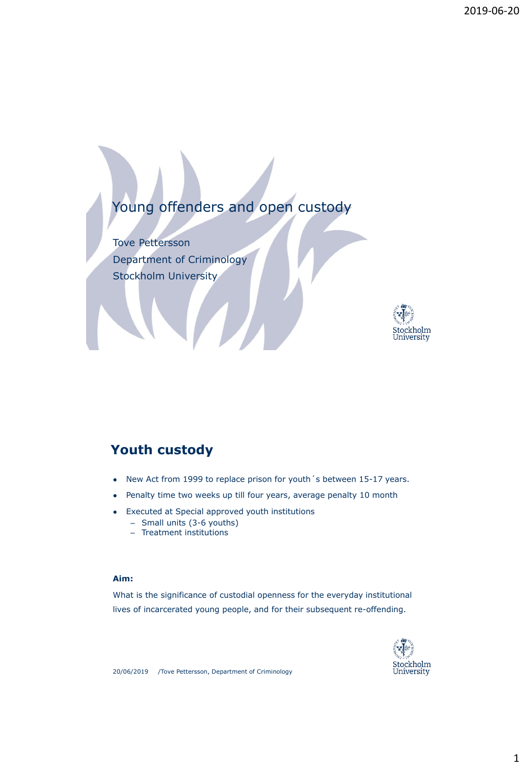# Young offenders and open custody

Tove Pettersson
Department of Criminology
Stockholm University

## Youth custody

- New Act from 1999 to replace prison for youth´s between 15-17 years.
- Penalty time two weeks up till four years, average penalty 10 month
- Executed at Special approved youth institutions
  - Small units (3-6 youths)
  - Treatment institutions

**Aim:**

What is the significance of custodial openness for the everyday institutional lives of incarcerated young people, and for their subsequent re-offending.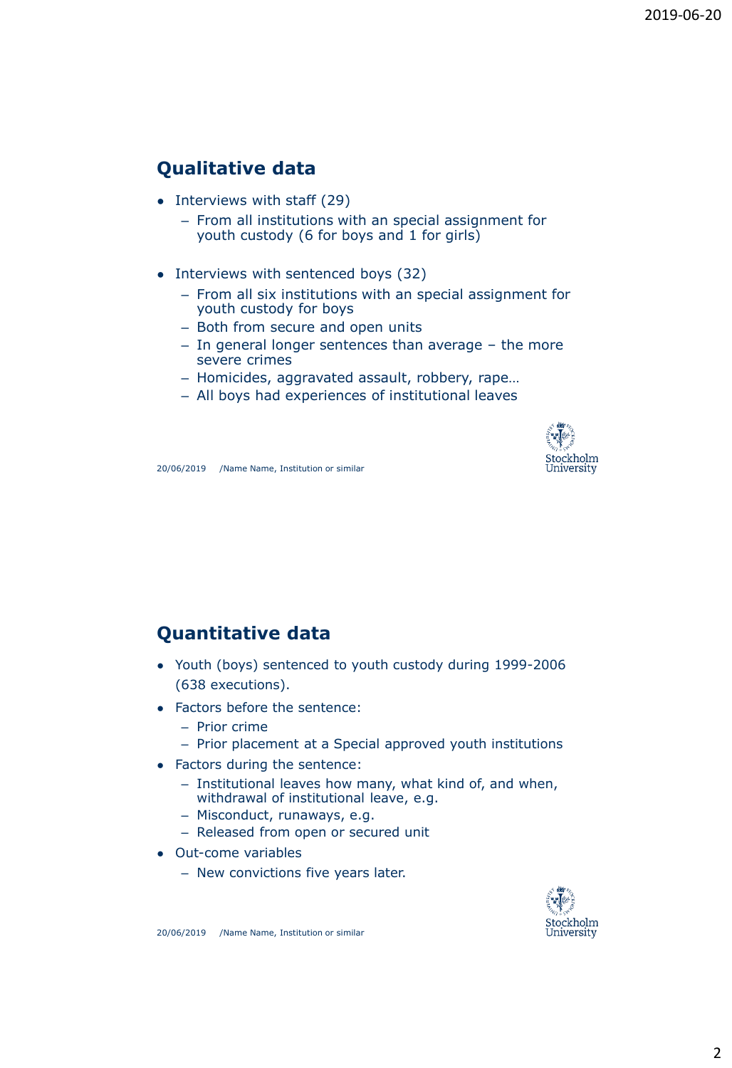## Qualitative data

- Interviews with staff (29)
  - From all institutions with an special assignment for youth custody (6 for boys and 1 for girls)
- Interviews with sentenced boys (32)
  - From all six institutions with an special assignment for youth custody for boys
  - Both from secure and open units
  - In general longer sentences than average – the more severe crimes
  - Homicides, aggravated assault, robbery, rape…
  - All boys had experiences of institutional leaves

## Quantitative data

- Youth (boys) sentenced to youth custody during 1999-2006 (638 executions).
- Factors before the sentence:
  - Prior crime
  - Prior placement at a Special approved youth institutions
- Factors during the sentence:
  - Institutional leaves how many, what kind of, and when, withdrawal of institutional leave, e.g.
  - Misconduct, runaways, e.g.
  - Released from open or secured unit
- Out-come variables
  - New convictions five years later.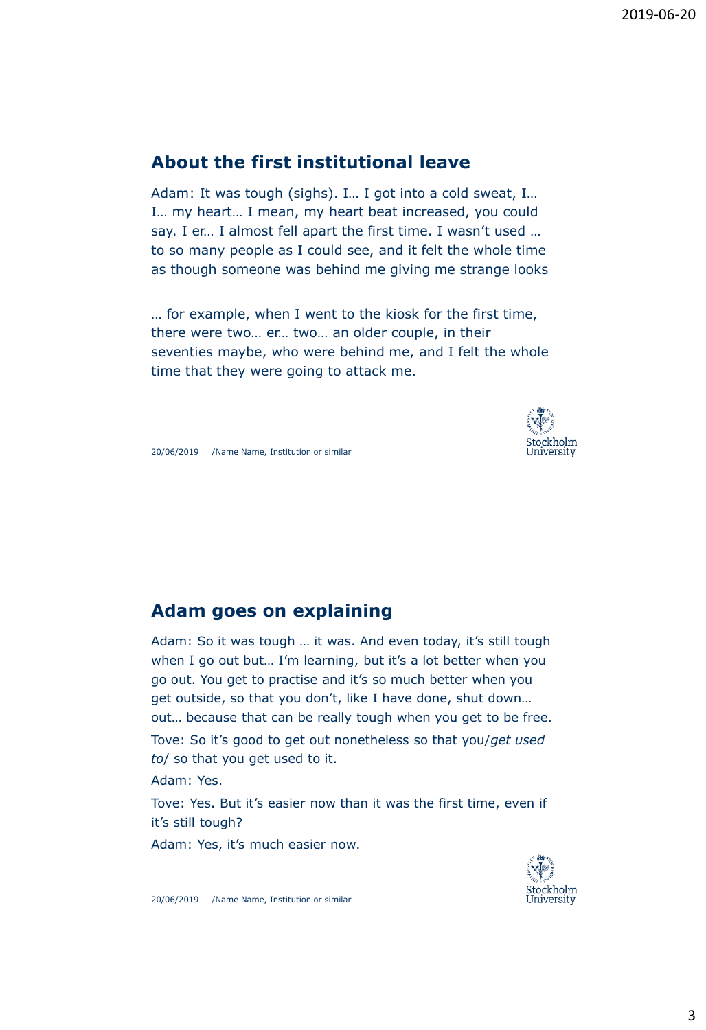## About the first institutional leave

Adam: It was tough (sighs). I… I got into a cold sweat, I… I… my heart… I mean, my heart beat increased, you could say. I er… I almost fell apart the first time. I wasn't used … to so many people as I could see, and it felt the whole time as though someone was behind me giving me strange looks

… for example, when I went to the kiosk for the first time, there were two… er… two… an older couple, in their seventies maybe, who were behind me, and I felt the whole time that they were going to attack me.

## Adam goes on explaining

Adam: So it was tough … it was. And even today, it's still tough when I go out but… I'm learning, but it's a lot better when you go out. You get to practise and it's so much better when you get outside, so that you don't, like I have done, shut down… out… because that can be really tough when you get to be free.

Tove: So it's good to get out nonetheless so that you/*get used to*/ so that you get used to it.

Adam: Yes.

Tove: Yes. But it's easier now than it was the first time, even if it's still tough?

Adam: Yes, it's much easier now.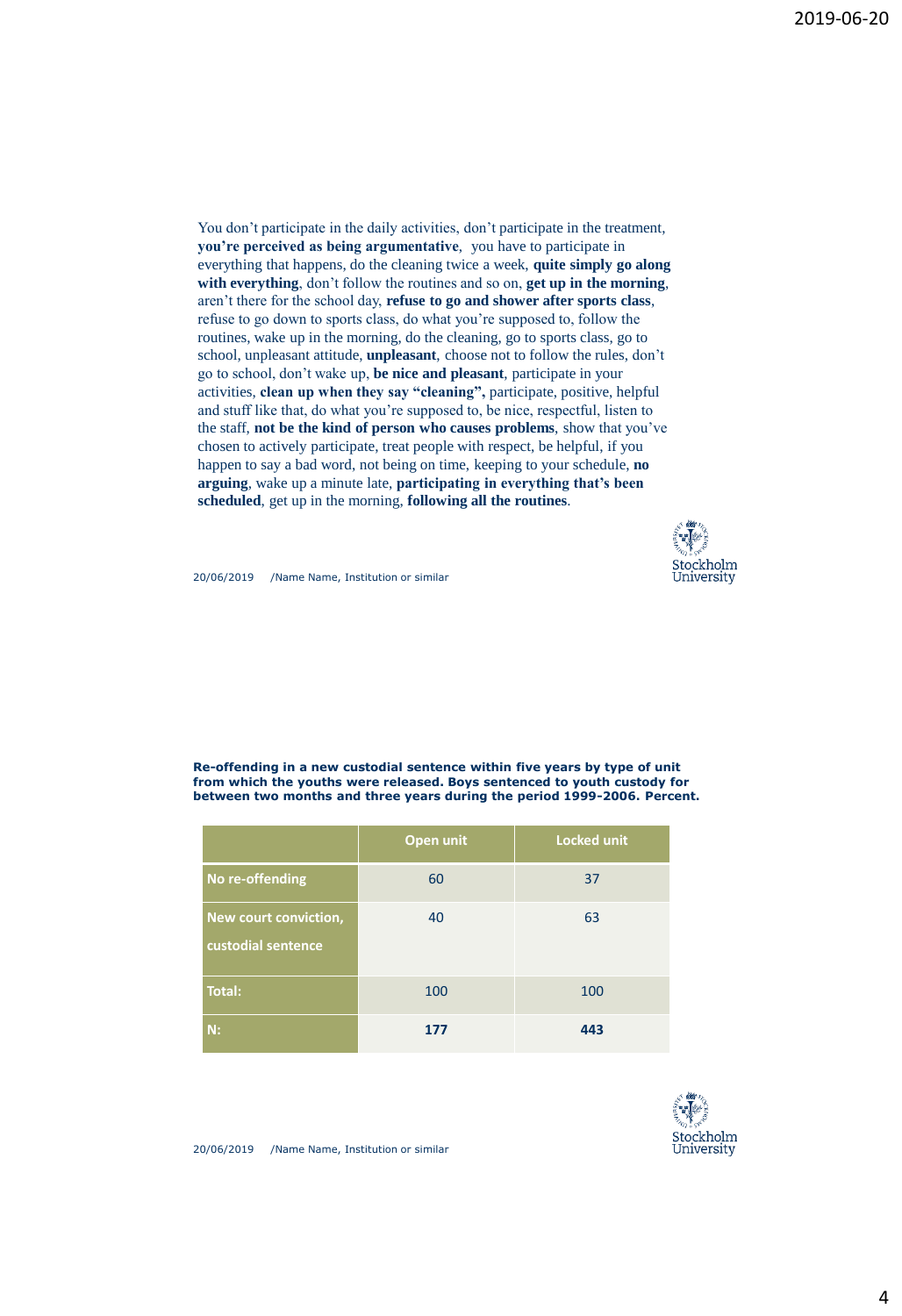You don't participate in the daily activities, don't participate in the treatment, **you're perceived as being argumentative**, you have to participate in everything that happens, do the cleaning twice a week, **quite simply go along with everything**, don't follow the routines and so on, **get up in the morning**, aren't there for the school day, **refuse to go and shower after sports class**, refuse to go down to sports class, do what you're supposed to, follow the routines, wake up in the morning, do the cleaning, go to sports class, go to school, unpleasant attitude, **unpleasant**, choose not to follow the rules, don't go to school, don't wake up, **be nice and pleasant**, participate in your activities, **clean up when they say "cleaning",** participate, positive, helpful and stuff like that, do what you're supposed to, be nice, respectful, listen to the staff, **not be the kind of person who causes problems**, show that you've chosen to actively participate, treat people with respect, be helpful, if you happen to say a bad word, not being on time, keeping to your schedule, **no arguing**, wake up a minute late, **participating in everything that's been scheduled**, get up in the morning, **following all the routines**.

20/06/2019 /Name Name, Institution or similar

**Re-offending in a new custodial sentence within five years by type of unit from which the youths were released. Boys sentenced to youth custody for between two months and three years during the period 1999-2006. Percent.**

| | Open unit | Locked unit |
|---|---|---|
| No re-offending | 60 | 37 |
| New court conviction, custodial sentence | 40 | 63 |
| Total: | 100 | 100 |
| N: | **177** | **443** |

20/06/2019 /Name Name, Institution or similar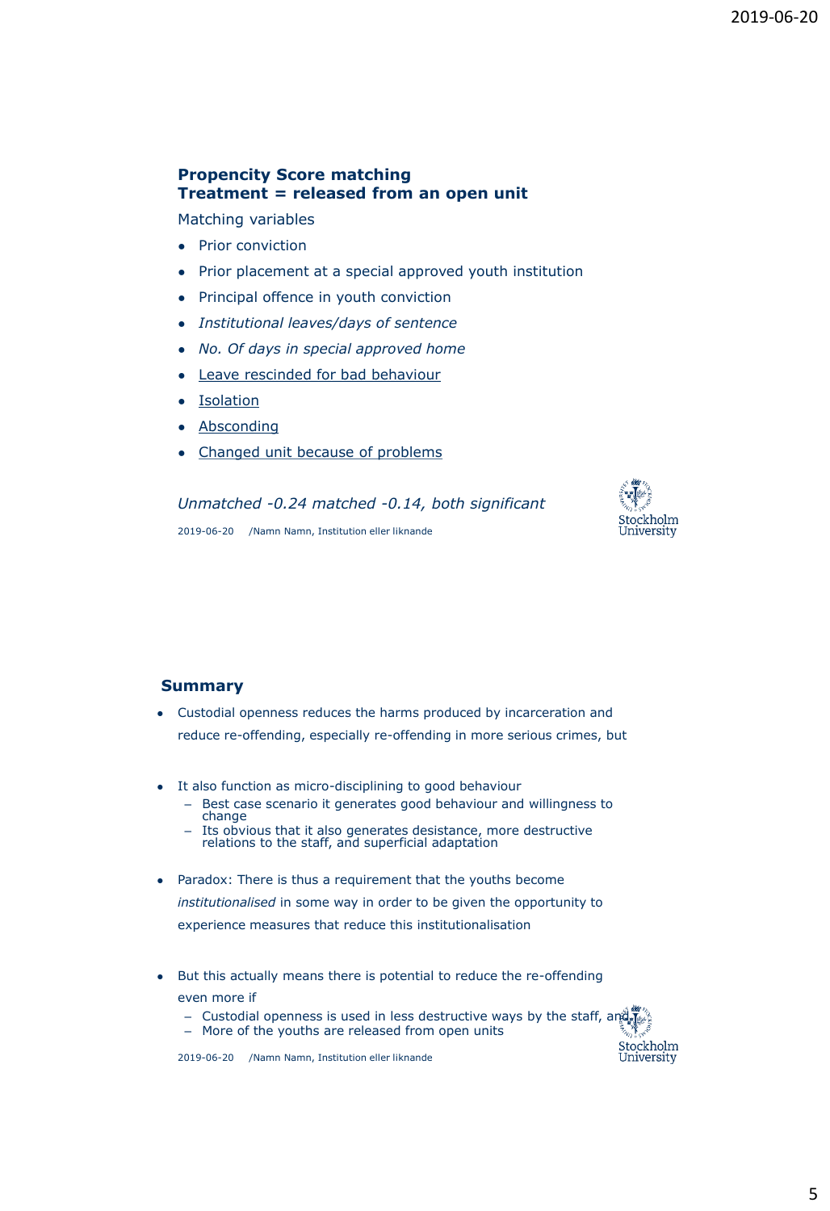## Propencity Score matching
## Treatment = released from an open unit

Matching variables

- Prior conviction
- Prior placement at a special approved youth institution
- Principal offence in youth conviction
- *Institutional leaves/days of sentence*
- *No. Of days in special approved home*
- Leave rescinded for bad behaviour
- Isolation
- Absconding
- Changed unit because of problems

*Unmatched -0.24 matched -0.14, both significant*

## Summary

- Custodial openness reduces the harms produced by incarceration and reduce re-offending, especially re-offending in more serious crimes, but
- It also function as micro-disciplining to good behaviour
  - Best case scenario it generates good behaviour and willingness to change
  - Its obvious that it also generates desistance, more destructive relations to the staff, and superficial adaptation
- Paradox: There is thus a requirement that the youths become *institutionalised* in some way in order to be given the opportunity to experience measures that reduce this institutionalisation
- But this actually means there is potential to reduce the re-offending even more if
  - Custodial openness is used in less destructive ways by the staff, and
  - More of the youths are released from open units